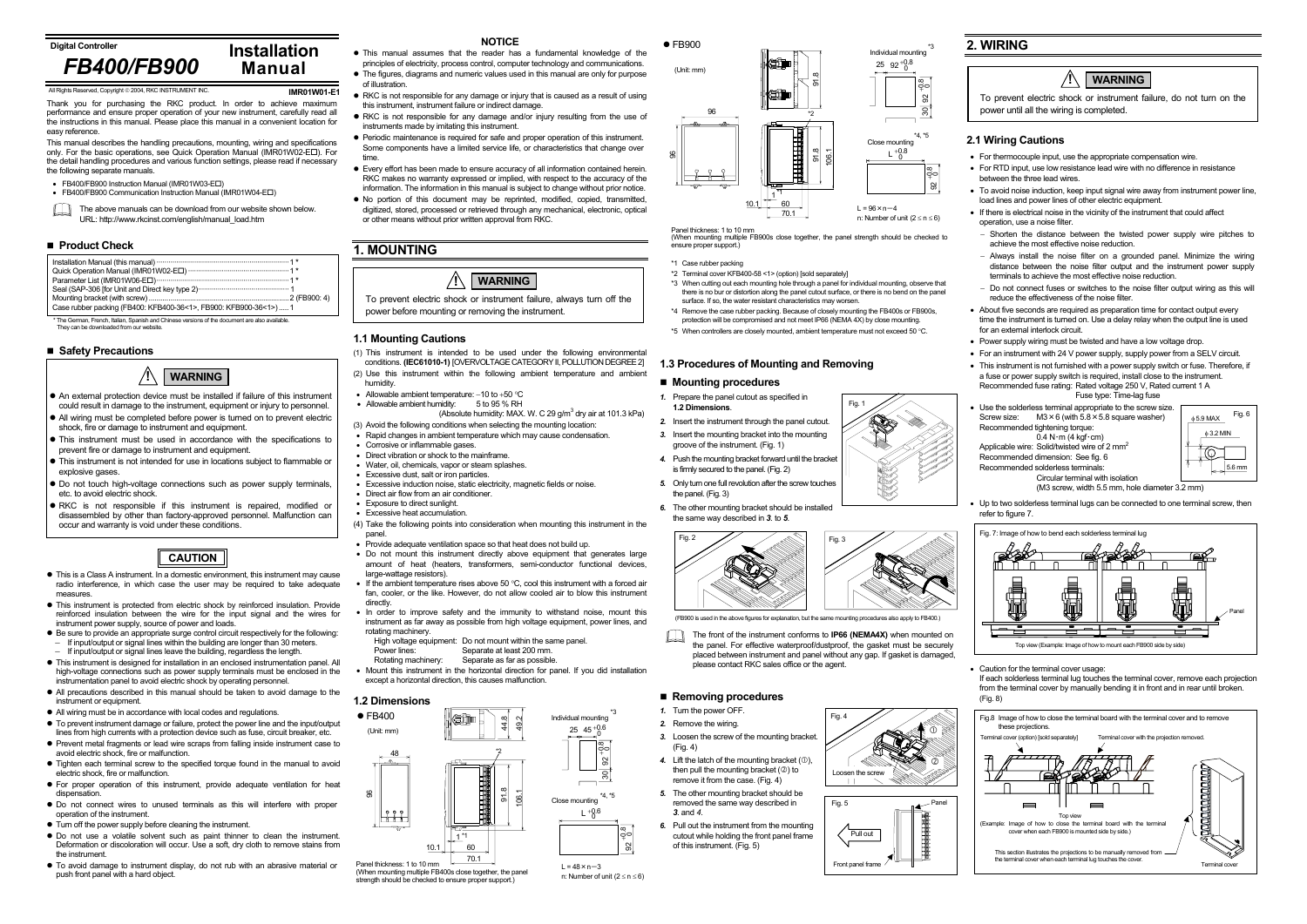Digital Controller

# FB400/FB900 Installation Manual

All Rights Reserved, Copyright © 2004, RKC INSTRUMENT INC. **IMR01W01-E1**

Thank you for purchasing the RKC product. In order to achieve maximum performance and ensure proper operation of your new instrument, carefully read all the instructions in this manual. Please place this manual in a convenient location for easy reference.

This manual describes the handling precautions, mounting, wiring and specifications only. For the basic operations, see Quick Operation Manual (IMR01W02-E□). For the detail handling procedures and various function settings, please read if necessary the following separate manuals.

- FB400/FB900 Instruction Manual (IMR01W03-E□)
- FB400/FB900 Communication Instruction Manual (IMR01W04-E□)

The above manuals can be download from our website shown below.
URL: http://www.rkcinst.com/english/manual_load.htm

## ■ Product Check

| | |
|---|---|
| Installation Manual (this manual) | 1 * |
| Quick Operation Manual (IMR01W02-E□) | 1 * |
| Parameter List (IMR01W06-E□) | 1 * |
| Seal (SAP-306 [for Unit and Direct key type 2) | 1 |
| Mounting bracket (with screw) | 2 (FB900: 4) |
| Case rubber packing (FB400: KFB400-36<1>, FB900: KFB900-36<1>) | 1 |

\* The German, French, Italian, Spanish and Chinese versions of the document are also available. They can be downloaded from our website.

## ■ Safety Precautions

**WARNING**

- An external protection device must be installed if failure of this instrument could result in damage to the instrument, equipment or injury to personnel.
- All wiring must be completed before power is turned on to prevent electric shock, fire or damage to instrument and equipment.
- This instrument must be used in accordance with the specifications to prevent fire or damage to instrument and equipment.
- This instrument is not intended for use in locations subject to flammable or explosive gases.
- Do not touch high-voltage connections such as power supply terminals, etc. to avoid electric shock.
- RKC is not responsible if this instrument is repaired, modified or disassembled by other than factory-approved personnel. Malfunction can occur and warranty is void under these conditions.

**CAUTION**

- This is a Class A instrument. In a domestic environment, this instrument may cause radio interference, in which case the user may be required to take adequate measures.
- This instrument is protected from electric shock by reinforced insulation. Provide reinforced insulation between the wire for the input signal and the wires for instrument power supply, source of power and loads.
- Be sure to provide an appropriate surge control circuit respectively for the following:
  - If input/output or signal lines within the building are longer than 30 meters.
  - If input/output or signal lines leave the building, regardless the length.
- This instrument is designed for installation in an enclosed instrumentation panel. All high-voltage connections such as power supply terminals must be enclosed in the instrumentation panel to avoid electric shock by operating personnel.
- All precautions described in this manual should be taken to avoid damage to the instrument or equipment.
- All wiring must be in accordance with local codes and regulations.
- To prevent instrument damage or failure, protect the power line and the input/output lines from high currents with a protection device such as fuse, circuit breaker, etc.
- Prevent metal fragments or lead wire scraps from falling inside instrument case to avoid electric shock, fire or malfunction.
- Tighten each terminal screw to the specified torque found in the manual to avoid electric shock, fire or malfunction.
- For proper operation of this instrument, provide adequate ventilation for heat dispensation.
- Do not connect wires to unused terminals as this will interfere with proper operation of the instrument.
- Turn off the power supply before cleaning the instrument.
- Do not use a volatile solvent such as paint thinner to clean the instrument. Deformation or discoloration will occur. Use a soft, dry cloth to remove stains from the instrument.
- To avoid damage to instrument display, do not rub with an abrasive material or push front panel with a hard object.

**NOTICE**

- This manual assumes that the reader has a fundamental knowledge of the principles of electricity, process control, computer technology and communications.
- The figures, diagrams and numeric values used in this manual are only for purpose of illustration.
- RKC is not responsible for any damage or injury that is caused as a result of using this instrument, instrument failure or indirect damage.
- RKC is not responsible for any damage and/or injury resulting from the use of instruments made by imitating this instrument.
- Periodic maintenance is required for safe and proper operation of this instrument. Some components have a limited service life, or characteristics that change over time.
- Every effort has been made to ensure accuracy of all information contained herein. RKC makes no warranty expressed or implied, with respect to the accuracy of the information. The information in this manual is subject to change without prior notice.
- No portion of this document may be reprinted, modified, copied, transmitted, digitized, stored, processed or retrieved through any mechanical, electronic, optical or other means without prior written approval from RKC.

## 1. MOUNTING

**WARNING**

To prevent electric shock or instrument failure, always turn off the power before mounting or removing the instrument.

### 1.1 Mounting Cautions

(1) This instrument is intended to be used under the following environmental conditions. **(IEC61010-1)** [OVERVOLTAGE CATEGORY II, POLLUTION DEGREE 2]

(2) Use this instrument within the following ambient temperature and ambient humidity.

- Allowable ambient temperature: −10 to +50 °C
- Allowable ambient humidity: 5 to 95 % RH
  (Absolute humidity: MAX. W. C 29 g/m$^3$ dry air at 101.3 kPa)

(3) Avoid the following conditions when selecting the mounting location:

- Rapid changes in ambient temperature which may cause condensation.
- Corrosive or inflammable gases.
- Direct vibration or shock to the mainframe.
- Water, oil, chemicals, vapor or steam splashes.
- Excessive dust, salt or iron particles.
- Excessive induction noise, static electricity, magnetic fields or noise.
- Direct air flow from an air conditioner.
- Exposure to direct sunlight.
- Excessive heat accumulation.

(4) Take the following points into consideration when mounting this instrument in the panel.

- Provide adequate ventilation space so that heat does not build up.
- Do not mount this instrument directly above equipment that generates large amount of heat (heaters, transformers, semi-conductor functional devices, large-wattage resistors).
- If the ambient temperature rises above 50 °C, cool this instrument with a forced air fan, cooler, or the like. However, do not allow cooled air to blow this instrument directly.
- In order to improve safety and the immunity to withstand noise, mount this instrument as far away as possible from high voltage equipment, power lines, and rotating machinery.
  - High voltage equipment: Do not mount within the same panel.
  - Power lines: Separate at least 200 mm.
  - Rotating machinery: Separate as far as possible.
- Mount this instrument in the horizontal direction for panel. If you did installation except a horizontal direction, this causes malfunction.

### 1.2 Dimensions

- FB400

(Unit: mm)

Dimensions: 48, 96, 44.8, 49.2, 91.8, 106.1, 10.1, 1 *1, 60, 70.1, *2

Individual mounting *3: 25, $45^{+0.6}_{0}$, 30, $92^{+0.8}_{0}$

Close mounting *4, *5: $L^{+0.6}_{0}$, $92^{+0.8}_{0}$

L = 48 × n−3
n: Number of unit (2 ≤ n ≤ 6)

Panel thickness: 1 to 10 mm
(When mounting multiple FB400s close together, the panel strength should be checked to ensure proper support.)

- FB900

(Unit: mm)

Dimensions: 96, 96, 91.8, 91.8, 106.1, 10.1, 1 *1, 60, 70.1, *2

Individual mounting *3: 25, $92^{+0.8}_{0}$, 30, $92^{+0.8}_{0}$

Close mounting *4, *5: $L^{+0.8}_{0}$, $92^{+0.8}_{0}$

L = 96 × n−4
n: Number of unit (2 ≤ n ≤ 6)

Panel thickness: 1 to 10 mm
(When mounting multiple FB900s close together, the panel strength should be checked to ensure proper support.)

\*1 Case rubber packing
\*2 Terminal cover KFB400-58 <1> (option) [sold separately]
\*3 When cutting out each mounting hole through a panel for individual mounting, observe that there is no bur or distortion along the panel cutout surface, or there is no bend on the panel surface. If so, the water resistant characteristics may worsen.
\*4 Remove the case rubber packing. Because of closely mounting the FB400s or FB900s, protection will be compromised and not meet IP66 (NEMA 4X) by close mounting.
\*5 When controllers are closely mounted, ambient temperature must not exceed 50 °C.

### 1.3 Procedures of Mounting and Removing

#### ■ Mounting procedures

1. Prepare the panel cutout as specified in **1.2 Dimensions**.
2. Insert the instrument through the panel cutout.
3. Insert the mounting bracket into the mounting groove of the instrument. (Fig. 1)
4. Push the mounting bracket forward until the bracket is firmly secured to the panel. (Fig. 2)
5. Only turn one full revolution after the screw touches the panel. (Fig. 3)
6. The other mounting bracket should be installed the same way described in **3.** to **5.**

Fig. 1

Fig. 2

Fig. 3

(FB900 is used in the above figures for explanation, but the same mounting procedures also apply to FB400.)

The front of the instrument conforms to **IP66 (NEMA4X)** when mounted on the panel. For effective waterproof/dustproof, the gasket must be securely placed between instrument and panel without any gap. If gasket is damaged, please contact RKC sales office or the agent.

#### ■ Removing procedures

1. Turn the power OFF.
2. Remove the wiring.
3. Loosen the screw of the mounting bracket. (Fig. 4)
4. Lift the latch of the mounting bracket (①), then pull the mounting bracket (②) to remove it from the case. (Fig. 4)
5. The other mounting bracket should be removed the same way described in **3.** and **4.**
6. Pull out the instrument from the mounting cutout while holding the front panel frame of this instrument. (Fig. 5)

Fig. 4 (Loosen the screw)

Fig. 5 (Pull out, Panel, Front panel frame)

## 2. WIRING

**WARNING**

To prevent electric shock or instrument failure, do not turn on the power until all the wiring is completed.

### 2.1 Wiring Cautions

- For thermocouple input, use the appropriate compensation wire.
- For RTD input, use low resistance lead wire with no difference in resistance between the three lead wires.
- To avoid noise induction, keep input signal wire away from instrument power line, load lines and power lines of other electric equipment.
- If there is electrical noise in the vicinity of the instrument that could affect operation, use a noise filter.
  - Shorten the distance between the twisted power supply wire pitches to achieve the most effective noise reduction.
  - Always install the noise filter on a grounded panel. Minimize the wiring distance between the noise filter output and the instrument power supply terminals to achieve the most effective noise reduction.
  - Do not connect fuses or switches to the noise filter output wiring as this will reduce the effectiveness of the noise filter.
- About five seconds are required as preparation time for contact output every time the instrument is turned on. Use a delay relay when the output line is used for an external interlock circuit.
- Power supply wiring must be twisted and have a low voltage drop.
- For an instrument with 24 V power supply, supply power from a SELV circuit.
- This instrument is not furnished with a power supply switch or fuse. Therefore, if a fuse or power supply switch is required, install close to the instrument.
  Recommended fuse rating: Rated voltage 250 V, Rated current 1 A
  Fuse type: Time-lag fuse
- Use the solderless terminal appropriate to the screw size.
  Screw size: M3 × 6 (with 5.8 × 5.8 square washer)
  Recommended tightening torque: 0.4 N·m (4 kgf·cm)
  Applicable wire: Solid/twisted wire of 2 mm$^2$
  Recommended dimension: See fig. 6
  Recommended solderless terminals: Circular terminal with isolation (M3 screw, width 5.5 mm, hole diameter 3.2 mm)

Fig. 6 (ϕ5.9 MAX, ϕ3.2 MIN, 5.6 mm)

- Up to two solderless terminal lugs can be connected to one terminal screw, then refer to figure 7.

Fig. 7: Image of how to bend each solderless terminal lug

Top view (Example: Image of how to mount each FB900 side by side)

- Caution for the terminal cover usage:
  If each solderless terminal lug touches the terminal cover, remove each projection from the terminal cover by manually bending it in front and in rear until broken. (Fig. 8)

Fig.8 Image of how to close the terminal board with the terminal cover and to remove these projections.

Terminal cover (option) [sold separately] — Terminal cover with the projection removed.

Top view
(Example: Image of how to close the terminal board with the terminal cover when each FB900 is mounted side by side.)

This section illustrates the projections to be manually removed from the terminal cover when each terminal lug touches the cover. — Terminal cover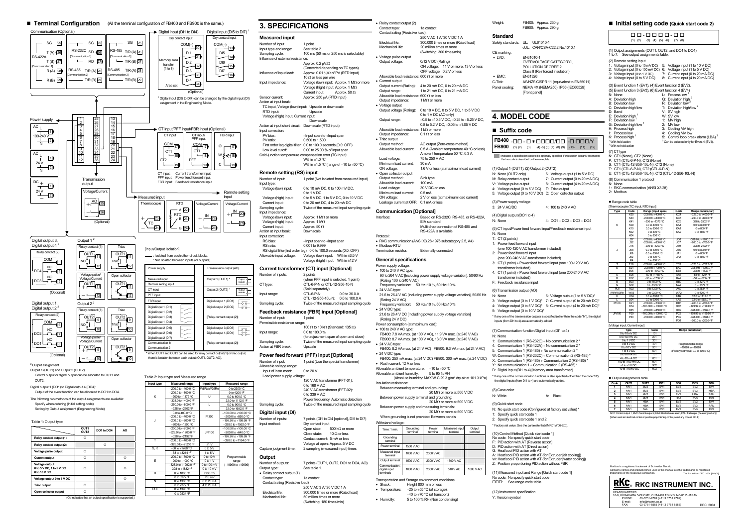## ■ Terminal Configuration (All the terminal configuration of FB400 and FB900 is the same.)

Communication (Optional)

- RS-422A [Communication 1]: SG 25, T (A) 26, T (B) 27, R (A) 28, R (B) 29
- RS-232C [Communication 1]: SG 25, SD 26, RD 27; RS-485 [Communication 2]: T/R (A) 28, T/R (B) 29
- RS-485 [Communication 1]: SG 25, T/R (A) 26, T/R (B) 27; RS-485 [Communication 2]: T/R (A) 28, T/R (B) 29

Power supply

- AC 100-240 V: L 1, N 2
- AC 24 V: L 1, N 2
- DC 24 V: + 1, − 2

Transmission output: Voltage/Current AO + 35, − 36 (Optional)

Digital input (DI1 to DI4): Dry contact input, COM (−) 30, DI1 31, DI2 32, DI3 33, DI4 34. Memory area transfer (1 to 8), Area set

Digital input (DI5 to DI7) [1]: Dry contact input, COM (−) 13, DI5 14, DI6 15, DI7 16 (Optional)

[1] Digital input (DI5 to DI7) can be changed by the digital input (DI) assignment in the Engineering Mode.

CT input/PFF input/FBR input (Optional)

- CT input: COM 17, CT1 18, CT2 19
- CT input/PFF input: COM 17, CT1 18, PFF 19
- FBR input: O 17, W 18, C 19

CT input: Current transformer input
PFF input: Power feed forward input
FBR input: Feedback resistance input

Measured input: Thermocouple (TC + 23, − 24), RTD (A 22, B 23, B 24), Voltage/Current (IN + 23, − 24)

Remote setting input: Voltage/Current (IN + 20, − 21)

Digital output 3, Digital output 4 [2]: Relay contact (2) COM 3, DO4 NO 4, DO3 NO 5 (Optional)

Output 1 [2]: Relay contact (1) OUT1 NO 11, 12; Triac OUT1 11, 12; Voltage pulse/Voltage/Current OUT1 + 11, − 12; Open collector OUT1 11, 12

Digital output 1, Digital output 2 [2]: Relay contact (2) COM 6, DO2 NO 7, DO1 NO 8 (Optional)

Output 2 [2]: Relay contact (1) OUT2 NO 9, 10; Triac OUT2 9, 10; Voltage pulse/Voltage/Current OUT2 + 9, − 10; Open collector OUT2 9, 10

[2] Output assignment

Output 1 (OUT1) and Output 2 (OUT2):
Control output or digital output can be allocated to OUT1 and OUT2.

Digital output 1 (DO1) to Digital output 4 (DO4):
Output of the event function can be allocated to DO1 to DO4.

The following two methods of the output assignments are available:
Specify when ordering (Initial setting code)
Setting by Output assignment (Engineering Mode)

**Table 1: Output type**

| | OUT1 OUT2 | DO1 to DO4 | AO |
|---|---|---|---|
| Relay contact output (1) | ○ | | |
| Relay contact output (2) | | ○ | |
| Voltage pulse output | ○ | | |
| Current output | ○ | | ○ |
| Voltage output 0 to 5 V DC, 1 to 5 V DC, 0 to 10 V DC | ○ | | ○ |
| Voltage output 0 to 1 V DC | | | ○ |
| Triac output | ○ | | |
| Open collector output | ○ | | |

(○: Indicates that an output specification is supported.)

[Input/Output Isolation]

—— : Isolated from each other circuit blocks.
- - - : Not isolated between inputs (or outputs).

| | |
|---|---|
| Power supply | Transmission output (AO) |
| Measured input | Output 1 (OUT1) * |
| Remote setting input | |
| CT input | Output 2 (OUT2) * |
| PFF input | |
| FBR input | Digital output 1 (DO1) |
| Digital input 1 (DI1) | Digital output 2 (DO2) |
| Digital input 2 (DI2) | [Relay contact output (2)] |
| Digital input 3 (DI3) | |
| Digital input 4 (DI4) | |
| Digital input 5 (DI5) | Digital output 3 (DO3) |
| Digital input 6 (DI6) | Digital output 4 (DO4) |
| Digital input 7 (DI7) | [Relay contact output (2)] |
| Communication 1 | |
| Communication 2 | |

* When OUT1 and OUT2 can be used for relay contact output (1) or triac output, there is isolation between each output (OUT1, OUT2, AO).

**Table 2: Input type and Measured range**

| Input type | Measured range | Input type | Measured range |
|---|---|---|---|
| K | −200.0 to +400.0 °C | W5Re/W26Re | 0 to 2300 °C |
| | −200.0 to +800.0 °C | | 0 to 4200 °F |
| | −200 to +1372 °C | U | 0.0 to 600.0 °C |
| | −328.0 to +400.0 °F | | −32.0 to 1112.0 °F |
| | −250.0 to +800.0 °F | L | 0.0 to 900.0 °C |
| | −328 to +2502 °F | | −32.0 to 1652.0 °F |
| J | 0.0 to 400.0 °C | Pt100 | −100.00 to +100.00 °C |
| | −200.0 to +400.0 °C | | −200.0 to +850.0 °C |
| | −200.0 to +800.0 °C | | −199.99 to +199.99 °F |
| | −200 to +1200 °C | | −328.0 to +1562.0 °F |
| | −200.0 to +700.0 °F | JPt100 | −100.00 to +100.00 °C |
| | −328.0 to +1200.0 °F | | −200.0 to +640.0 °C |
| | −328 to +2192 °F | | −199.99 to +199.99 °F |
| T | −200.0 to +400.0 °C | | −328.0 to +1184.0 °F |
| | −328.0 to +752.0 °F | ±1 V | Programmable range (−19999 to +19999) |
| S, R | −50 to +1768 °C | 0 to 5 V | |
| | −58 to +3214 °F | 1 to 5 V | |
| E | −200.0 to +700.0 °C | 0 to 10 V | |
| | −200 to +1000 °C | 0 to 1 V | |
| | −328.0 to +1292.0 °F | 0 to 100 mV | |
| | −328 to +1832 °F | 0 to 10 mV | |
| B | 0 to 1800 °C | ±100 mV | |
| | 0 to 3272 °F | ±10 mV | |
| N | 0 to 1300 °C | 0 to 20 mA | |
| | 0 to 2372 °F | 4 to 20 mA | |
| PLII | 0 to 1390 °C | | |
| | 0 to 2534 °F | | |

# 3. SPECIFICATIONS

### Measured input

Number of input: 1 point
Input type and range: See table 2.
Sampling cycle: 100 ms (50 ms or 250 ms is selectable)
Influence of external resistance: Approx. 0.2 μV/Ω (Converted depending on TC types)
Influence of input lead: Approx. 0.01 %/Ω of PV (RTD input) 10 Ω or less per wire
Input impedance: Voltage (low) input: Approx. 1 MΩ or more; Voltage (high) input: Approx. 1 MΩ; Current input: Approx. 50 Ω
Sensor current: Approx. 250 μA (RTD input)
Action at input break:
TC input, Voltage (low) input: Upscale or downscale
RTD input: Upscale
Voltage (high) input, Current input: Downscale
Action at input short circuit: Downscale (RTD input)
Input correction:
PV bias: −Input span to +Input span
PV ratio: 0.500 to 1.500
First order lag digital filter: 0.0 to 100.0 seconds (0.0: OFF)
Low level cutoff: 0.00 to 25.00 % of input span
Cold-junction temperature compensation error (TC input): Within ±1.0 °C; Within ±1.5 °C (range of −10 to +50 °C)

### Remote setting (RS) input

Number of input: 1 point (Not isolated from measured input)
Input type:
Voltage (low) input: 0 to 10 mV DC, 0 to 100 mV DC, 0 to 1 V DC
Voltage (high) input: 0 to 5 V DC, 1 to 5 V DC, 0 to 10 V DC
Current input: 0 to 20 mA DC, 4 to 20 mA DC
Sampling cycle: Twice of the measured input sampling cycle
Input impedance:
Voltage (low) input: Approx. 1 MΩ or more
Voltage (high) input: Approx. 1 MΩ
Current input: Approx. 50 Ω
Action at input break: Downscale
Input correction:
RS bias: −Input span to +Input span
RS ratio: 0.001 to 9.999
RS digital filter(first order lag): 0.0 to 100.0 seconds (0.0: OFF)
Allowable input voltage: Voltage (low) input: Within ±3.5 V; Voltage (high) input: Within ±12 V

### Current transformer (CT) input [Optional]

Number of inputs: 2 points (when PFF input is selected: 1 point)
CT type: CTL-6-P-N or CTL-12-S56-10-N (Sold separately)
Input range: CTL-6-P-N: 0.0 to 30.0 A; CTL-12-S56-10L-N: 0.0 to 100.0 A
Sampling cycle: Twice of the measured input sampling cycle

### Feedback resistance input (FBR) input [Optional]

Number of input: 1 point
Permissible resistance range: 100 Ω to 10 kΩ (Standard: 135 Ω)
Input range: 0.0 to 100.0 % (for adjustment span of open and close)
Sampling cycle: Twice of the measured input sampling cycle
Action at FBR break: Upscale

### Power feed forward (PFF) input [Optional]

Number of input: 1 point (Use the special transformer)
Allowable voltage range:
Input of instrument: 0 to 20 V
Load power supply voltage:
120 V AC transformer (PFT-01): 0 to 168 V AC
240 V AC transformer (PFT-02): 0 to 336 V AC
Power frequency: Automatic detection
Sampling cycle: Twice of the measured input sampling cycle

### Digital input (DI)

Number of inputs: 7 points (DI1 to DI4 [optional], DI5 to DI7)
Input method: Dry contact input
Open state: 500 kΩ or more
Close state: 10 Ω or less
Contact current: 5 mA or less
Voltage at open: Approx. 5 V DC
Capture judgment time: 2 sampling (measured input) times

### Output

Number of outputs: 7 points (OUT1, OUT2, DO1 to DO4, AO)
Output type: See table 1.

- Relay contact output (1)
  Contact type: 1a contact
  Contact rating (Resistive load): 250 V AC 3 A/ 30 V DC 1 A
  Electrical life: 300,000 times or more (Rated load)
  Mechanical life: 50 million times or more (Switching: 180 times/min)
- Relay contact output (2)
  Contact type: 1a contact
  Contact rating (Resistive load): 250 V AC 1 A/ 30 V DC 1 A
  Electrical life: 300,000 times or more (Rated load)
  Mechanical life: 20 million times or more (Switching: 300 times/min)
- Voltage pulse output
  Output voltage: 0/12 V DC (Rating); ON voltage: 11 V or more, 13 V or less; OFF voltage: 0.2 V or less
  Allowable load resistance: 600 Ω or more
- Current output
  Output current (Rating): 4 to 20 mA DC, 0 to 20 mA DC
  Output range: 1 to 21 mA DC, 0 to 21 mA DC
  Allowable load resistance: 600 Ω or less
  Output impedance: 1 MΩ or more
- Voltage output
  Output voltage (Rating): 0 to 10 V DC, 0 to 5 V DC, 1 to 5 V DC; 0 to 1 V DC (AO only)
  Output range: −0.5 to +10.5 V DC, −0.25 to +5.25 V DC, 0.8 to 5.2 V DC, −0.05 to +1.05 V DC
  Allowable load resistance: 1 kΩ or more
  Output impedance: 0.1 Ω or less
- Triac output
  Output method: AC output (Zero-cross method)
  Allowable load current: 0.5 A (Ambient temperature 40 °C or less); Ambient temperature 50 °C: 0.3 A
  Load voltage: 75 to 250 V AC
  Minimum load current: 30 mA
  ON voltage: 1.6 V or less (at maximum load current)
- Open collector output
  Output method: Sink type
  Allowable load current: 100 mA
  Load voltage: 30 V DC or less
  Minimum load current: 0.5 mA
  ON voltage: 2 V or less (at maximum load current)
  Leakage current at OFF: 0.1 mA or less

### Communication [Optional]

Interface: Based on RS-232C, RS-485, or RS-422A, EIA standard; Multi-drop connection of RS-485 and RS-422A is available.
Protocol:
- RKC communication (ANSI X3.28-1976 subcategory 2.5, A4)
- Modbus-RTU

Termination resistor: Externally connected

### General specifications

Power supply voltage:
- 100 to 240 V AC type: 90 to 264 V AC [Including power supply voltage variation], 50/60 Hz (Rating 100 to 240 V AC); Frequency variation: 50 Hz±10 %, 60 Hz±10 %
- 24 V AC type: 21.6 to 26.4 V AC [Including power supply voltage variation], 50/60 Hz (Rating 24 V AC); Frequency variation: 50 Hz±10 %, 60 Hz±10 %
- 24 V DC type: 21.6 to 26.4 V DC [Including power supply voltage variation] (Rating 24 V DC)

Power consumption (at maximum load):
- 100 to 240 V AC type: FB400: 7.8 VA max. (at 100 V AC), 11.9 VA max. (at 240 V AC); FB900: 8.7 VA max. (at 100 V AC), 13.0 VA max. (at 240 V AC)
- 24 V AC type: FB400: 8.2 VA max. (at 24 V AC) FB900: 9.3 VA max. (at 24 V AC)
- 24 V DC type: FB400: 250 mA max. (at 24 V DC) FB900: 300 mA max. (at 24 V DC)
- Rush current: 12 A or less

Allowable ambient temperature: −10 to +50 °C
Allowable ambient humidity: 5 to 95 % RH (Absolute humidity: MAX.W.C 29.3 g/m³ dry air at 101.3 kPa)
Insulation resistance:
Between measuring terminal and grounding: 20 MΩ or more at 500 V DC
Between power supply terminal and grounding: 20 MΩ or more at 500 V DC
Between power supply and measuring terminals: 20 MΩ or more at 500 V DC
When grounding is not provided: Between panels

Withstand voltage:

| Time: 1 min. | Grounding terminal | Power terminal | Measured input terminal | Output terminal |
|---|---|---|---|---|
| Grounding terminal | | | | |
| Power terminal | 1500 V AC | | | |
| Measured input terminal | 1000 V AC | 2300 V AC | | |
| Output terminal | 1500 V AC | 2300 V AC | 1500 V AC | |
| Communication, digital input terminals | 1000 V AC | 2300 V AC | 510 V AC | 1000 V AC |

Transportation and Storage environment conditions:
- Shock: Height 800 mm or less
- Temperature: −25 to +55 °C (at storage), −40 to +70 °C (at transport)
- Humidity: 5 to 100 % RH (Non condensing)

Weight: FB400: Approx. 230 g; FB900: Approx. 290 g

### Standard

Safety standards: UL: UL61010-1; cUL: CAN/CSA-C22.2 No.1010.1
CE marking:
- LVD: EN61010-1; OVERVOLTAGE CATEGORYII, POLLUTION DEGREE 2, Class II (Reinforced insulation)
- EMC: EN61326

C-Tick: AS/NZS CISPR 11 (equivalent to EN55011)
Panel sealing: NEMA 4X (NEMA250), IP66 (IEC60529) [Front panel]

# 4. MODEL CODE

## ■ Suffix code

FB400 -□□ - □*□□□□/□□ -□ □□□/Y
FB900 (1) (2) (3) (4) (5) (6) (7) (8) (9) (10) (11) (12)

□ : Indicates a specification code to be optionally specified. If this section is blank, this means that no code is described on the nameplate.

(1) Output 1 (OUT1), (2) Output 2 (OUT2)
N: None (OUT2 only) 6: Voltage output (1 to 5 V DC)
M: Relay contact output 7: Current output (0 to 20 mA DC)
V: Voltage pulse output 8: Current output (4 to 20 mA DC)
4: Voltage output (0 to 5 V DC) T: Triac output
5: Voltage output (0 to 10 V DC) D: Open collector output

(3) Power supply voltage
3: 24 V AC/DC 4: 100 to 240 V AC

(4) Digital output (DO1 to 4)
N: None 4: DO1 + DO2 + DO3 + DO4

(5) CT input/Power feed forward input/Feedback resistance input
N: None
T: CT (2 points)
1: Power feed forward input (one 100-120 V AC transformer included)
2: Power feed forward input (one 200-240 V AC transformer included)
3: CT (1 point) + Power feed forward input (one 100-120 V AC transformer included)
4: CT (1 point) + Power feed forward input (one 200-240 V AC transformer included)
F: Feedback resistance input

(6) Transmission output (AO)
N: None 6: Voltage output (1 to 5 V DC)*
3: Voltage output (0 to 1 V DC)* 7: Current output (0 to 20 mA DC)*
4: Voltage output (0 to 5 V DC)* 8: Current output (4 to 20 mA DC)*
5: Voltage output (0 to 10 V DC)*

* If any one of the transmission outputs is specified (other than the code "N"), the digital inputs (from DI1 to 4) are automatically added.

(7) Communication function/Digital input (DI1 to 4)
N: None
1: Communication 1 (RS-232C) + No communication 2 *
4: Communication 1 (RS-422A) + No communication 2 *
5: Communication 1 (RS-485) + No communication 2 *
W: Communication 1 (RS-232C) + Communication 2 (RS-485) *
X: Communication 1 (RS-485) + Communication 2 (RS-485) *
Y: No communication 1 + Communication 2 (RS-485) *
D: Digital input (DI1 to 4) [Memory area transfer]

* If any one of the communication functions is also specified (other than the code "N"), the digital inputs (from DI1 to 4) are automatically added.

(8) Case color
N: White A: Black

(9) Quick start code
N: No quick start code (Configured at factory set value) *
1: Specify quick start code 1
2: Specify quick start code 1 and 2
* Factory set value: See the parameter list (IMR01W06-E□).

(10) Control Method [Quick start code 1]
No code: No specify quick start code
F: PID action with AT (Reverse action)
D: PID action with AT (Direct action)
G: Heat/cool PID action with AT
A: Heat/cool PID action with AT (for Extruder [air cooling])
W: Heat/cool PID action with AT (for Extruder [water cooling])
Z: Position proportioning PID action without FBR

(11) Measured input and Range [Quick start code 1]
No code: No specify quick start code
□□□: See range code table.

(12) Instrument specification
Y: Version symbol

## ■ Initial setting code (Quick start code 2)

□ □ - □ □ □ □ - □ □
(1) (2) (3) (4) (5) (6) (7) (8)

(1) Output assignments (OUT1, OUT2, and DO1 to DO4)
1 to 7: See output assignments table.

(2) Remote setting input
1: Voltage input (0 to 10 mV DC) 5: Voltage input (1 to 10 V DC)
2: Voltage input (0 to 100 mV DC) 6: Voltage input (1 to 5 V DC)
3: Voltage input (0 to 1 V DC) 7: Current input (0 to 20 mA DC)
4: Voltage input (0 to 5 V DC) 8: Current input (4 to 20 mA DC)

(3) Event function 1 (EV1), (4) Event function 2 (EV2)
(5) Event function 3 (EV3), (6) Event function 4 (EV4)
N: None L: Process low [1]
A: Deviation high Q: Deviation high [2]
B: Deviation low R: Deviation low [2]
C: Deviation high/low T: Deviation high/low [2]
D: Band V: SV high
E: Deviation high [1] W: SV low
F: Deviation low [1] 1: MV high
G: Deviation high/low [1] 2: MV low
H: Process high 3: Cooling MV high
I: Process low 4: Cooling MV low
K: Process high [1] 5: Control loop break alarm (LBA) [3]
[1] With hold action
[2] With re-hold action
[3] Can be selected only for Event 4 (EV4).

(7) CT type
N: CT1 (None), CT2 (None)
P: CT1 (CTL-6-P-N), CT2 (None)
S: CT1 (CTL-12-S56-10L-N), CT2 (None)
T: CT1 (CTL-6-P-N), CT2 (CTL-6-P-N)
U: CT1 (CTL-12-S56-10L-N), CT2 (CTL-12-S56-10L-N)

(8) Communication 1 protocol
N: None
1: RKC communication (ANSI X3.28)
2: Modbus

● Range code table

[Thermocouple (TC) input, RTD input]

| Type | Code | Range (input span) | Code | Range (input span) |
|---|---|---|---|---|
| K | K35 | −200.0 to +400.0 °C | KC4 | −328.0 to +400.0 °F |
| | K40 | −200.0 to +800.0 °C | KC6 | −250.0 to +800.0 °F |
| | K41 | −200 to +1372 °C | KC5 | −328 to 2502 °F |
| | K09 | 0.0 to 400.0 °C | KA4 | 0.0 to 800.0 °F |
| | K10 | 0.0 to 800.0 °C | KA1 | 0 to 800 °F |
| | K02 | 0 to 400 °C | KA2 | 0 to 1600 °F |
| | K04 | 0 to 800 °C | | |
| J | J27 | −200.0 to +400.0 °C | JC6 | −328.0 to +1200.0 °F |
| | J32 | −200.0 to +800.0 °C | JC7 | −200.0 to +700.0 °F |
| | J15 | −200 to +1200 °C | JB9 | −328 to 2192 °F |
| | J08 | 0.0 to 400.0 °C | JB6 | 0.0 to 800.0 °F |
| | J09 | 0.0 to 800.0 °C | JA1 | 0 to 800 °F |
| | J02 | 0 to 400 °C | JA2 | 0 to 1600 °F |
| | J04 | 0 to 800 °C | | |
| T | T19 | −200.0 to +400.0 °C | TC2 | −328.0 to +752.0 °F |
| E | E21 | −200.0 to +700.0 °C | EA9 | −328.0 to +1292.0 °F |
| | E06 | −200 to +1000 °C | EB1 | −328 to +1832 °F |
| S | S06 | −50 to +1768 °C | SA7 | −58 to +3214 °F |
| R | R07 | −50 to +1768 °C | RA7 | −58 to +3214 °F |
| B | B03 | 0 to 1800 °C | BB2 | 0 to 3272 °F |
| N | N02 | 0 to 1300 °C | NA7 | 0 to 2372 °F |
| PLII | A02 | 0 to 1390 °C | AA2 | 0 to 2534 °F |
| W5Re/W26Re | W03 | 0 to 2300 °C | WA2 | 0 to 4200 °F |
| U | U04 | 0.0 to 600.0 °C | UB2 | −32.0 to 1112.0 °F |
| L | L04 | 0.0 to 900.0 °C | LA9 | −32.0 to 1652.0 °F |
| Pt100 | D21 | −200.0 to +200.0 °C | DD1 | −200.0 to +200.0 °F |
| | D34 | −100.00 to +100.00 °C | DC6 | −199.99 to +199.99 °F |
| | D35 | −200.0 to +850.0 °C | DC9 | −328.0 to +1562.0 °F |
| JPt100 | P29 | −100.00 to +100.00 °C | PC8 | −199.99 to +199.99 °F |
| | P30 | −200.0 to +640.0 °C | PC9 | −328.0 to +1184.0 °F |
| | | | PD1 | −200.0 to +200.0 °F |

[Voltage input, Current input]

| Type | Code | Range (input span) |
|---|---|---|
| 0 to 10 mV DC | 101 | Programmable range −19999 to +19999 (Factory set value: 0.0 to 100.0 %) |
| 0 to 100 mV DC | 201 | |
| 0 to 1 V DC | 301 | |
| 0 to 5 V DC | 401 | |
| 0 to 10 V DC | 501 | |
| 1 to 5 V DC | 601 | |
| 0 to 20 mA DC | 701 | |
| 4 to 20 mA DC | 801 | |
| −100 to +100 mV DC | 901 | |
| −1 to +1 V DC | 902 | |
| −10 to +10 mV DC | 903 | |

● Output assignments table

| Code | OUT1 | OUT2 | DO1 | DO2 | DO3 | DO4 |
|---|---|---|---|---|---|---|
| 1 | MV1 | MV2 | EV1 | EV2 | EV3 | EV4 |
| 2 | MV1 | MV2 | EV1 | EV2 | EV3 | HBA |
| 3 | MV1 | MV2 | EV1 | EV2 | HBA | FAIL |
| 4 | MV1 | MV2 | EV1 | HBA | EV3 | EV4 |
| 5 | MV1 | HBA | EV1 | EV2 | EV3 | EV4 |
| 6 | MV1 | HBA | EV1 | EV2 | EV3 | FAIL |
| 7 | MV1 | FAIL | EV1 | EV2 | EV3 | EV4 |

MV1: Control output 1, MV2: Control output 2, HBA: Heater break alarm, FAIL: Fail output (De-energized only)
[When used as Heat/cool control or position proportioning control, select any code of 1 to 4.]

Modbus is a registered trademark of Schneider Electric.
Company names and product names used in this manual are the trademarks or registered trademarks of the respective companies.

**RKC INSTRUMENT INC.**
HEADQUARTERS: 16-6, KUGAHARA 5-CHOME, OHTA-KU TOKYO 146-8515 JAPAN
PHONE: 03-3751-9799 (+81 3 3751 9799)
E-mail: info@rkcinst.co.jp
FAX: 03-3751-8585 (+81 3 3751 8585)
DEC. 2004